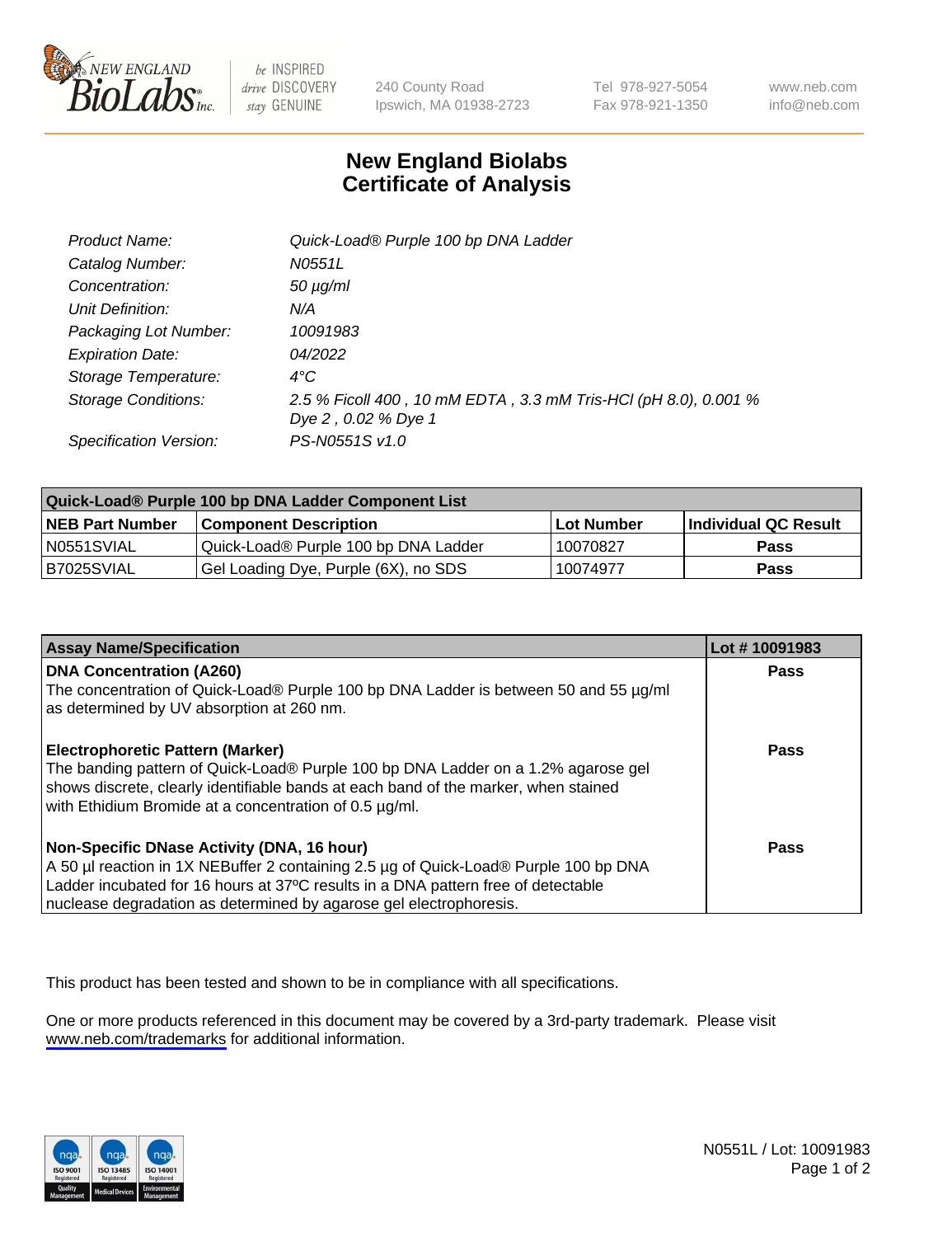# New England Biolabs Certificate of Analysis

| | |
|---|---|
| *Product Name:* | *Quick-Load® Purple 100 bp DNA Ladder* |
| *Catalog Number:* | *N0551L* |
| *Concentration:* | *50 µg/ml* |
| *Unit Definition:* | *N/A* |
| *Packaging Lot Number:* | *10091983* |
| *Expiration Date:* | *04/2022* |
| *Storage Temperature:* | *4°C* |
| *Storage Conditions:* | *2.5 % Ficoll 400 , 10 mM EDTA , 3.3 mM Tris-HCl (pH 8.0), 0.001 % Dye 2 , 0.02 % Dye 1* |
| *Specification Version:* | *PS-N0551S v1.0* |

| Quick-Load® Purple 100 bp DNA Ladder Component List | | | |
|---|---|---|---|
| **NEB Part Number** | **Component Description** | **Lot Number** | **Individual QC Result** |
| N0551SVIAL | Quick-Load® Purple 100 bp DNA Ladder | 10070827 | **Pass** |
| B7025SVIAL | Gel Loading Dye, Purple (6X), no SDS | 10074977 | **Pass** |

| Assay Name/Specification | Lot # 10091983 |
|---|---|
| **DNA Concentration (A260)**<br>The concentration of Quick-Load® Purple 100 bp DNA Ladder is between 50 and 55 µg/ml as determined by UV absorption at 260 nm. | **Pass** |
| **Electrophoretic Pattern (Marker)**<br>The banding pattern of Quick-Load® Purple 100 bp DNA Ladder on a 1.2% agarose gel shows discrete, clearly identifiable bands at each band of the marker, when stained with Ethidium Bromide at a concentration of 0.5 µg/ml. | **Pass** |
| **Non-Specific DNase Activity (DNA, 16 hour)**<br>A 50 µl reaction in 1X NEBuffer 2 containing 2.5 µg of Quick-Load® Purple 100 bp DNA Ladder incubated for 16 hours at 37ºC results in a DNA pattern free of detectable nuclease degradation as determined by agarose gel electrophoresis. | **Pass** |

This product has been tested and shown to be in compliance with all specifications.

One or more products referenced in this document may be covered by a 3rd-party trademark. Please visit www.neb.com/trademarks for additional information.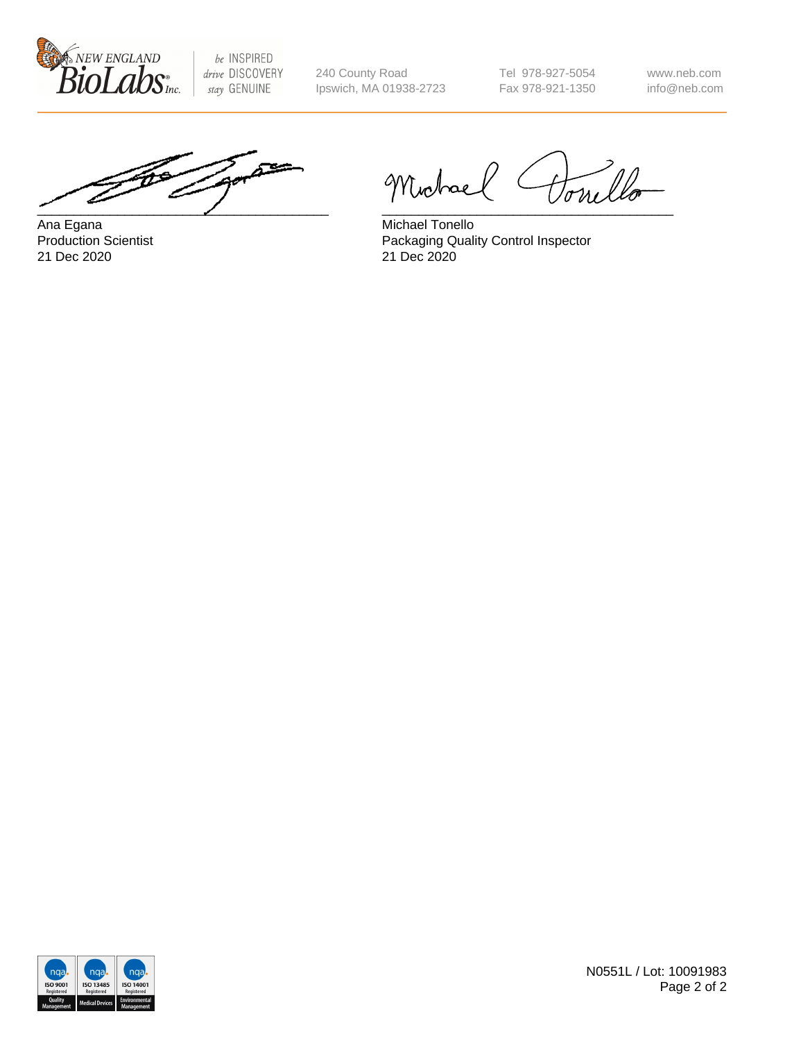240 County Road
Ipswich, MA 01938-2723

Tel 978-927-5054
Fax 978-921-1350

www.neb.com
info@neb.com

Ana Egana
Production Scientist
21 Dec 2020

Michael Tonello
Packaging Quality Control Inspector
21 Dec 2020

N0551L / Lot: 10091983